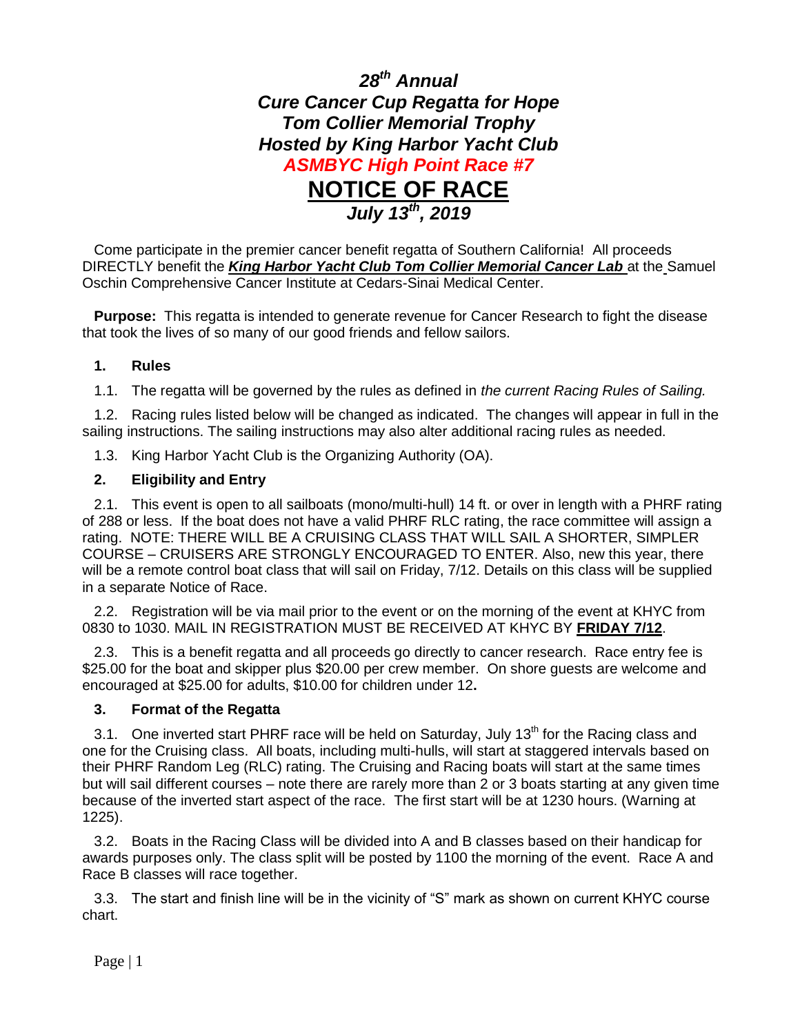# *28th Annual*
# *Cure Cancer Cup Regatta for Hope*
# *Tom Collier Memorial Trophy*
# *Hosted by King Harbor Yacht Club*
# *ASMBYC High Point Race #7*
# NOTICE OF RACE
## *July 13th, 2019*

Come participate in the premier cancer benefit regatta of Southern California! All proceeds DIRECTLY benefit the ***King Harbor Yacht Club Tom Collier Memorial Cancer Lab*** at the Samuel Oschin Comprehensive Cancer Institute at Cedars-Sinai Medical Center.

**Purpose:** This regatta is intended to generate revenue for Cancer Research to fight the disease that took the lives of so many of our good friends and fellow sailors.

### 1. Rules

1.1. The regatta will be governed by the rules as defined in *the current Racing Rules of Sailing.*

1.2. Racing rules listed below will be changed as indicated. The changes will appear in full in the sailing instructions. The sailing instructions may also alter additional racing rules as needed.

1.3. King Harbor Yacht Club is the Organizing Authority (OA).

### 2. Eligibility and Entry

2.1. This event is open to all sailboats (mono/multi-hull) 14 ft. or over in length with a PHRF rating of 288 or less. If the boat does not have a valid PHRF RLC rating, the race committee will assign a rating. NOTE: THERE WILL BE A CRUISING CLASS THAT WILL SAIL A SHORTER, SIMPLER COURSE – CRUISERS ARE STRONGLY ENCOURAGED TO ENTER. Also, new this year, there will be a remote control boat class that will sail on Friday, 7/12. Details on this class will be supplied in a separate Notice of Race.

2.2. Registration will be via mail prior to the event or on the morning of the event at KHYC from 0830 to 1030. MAIL IN REGISTRATION MUST BE RECEIVED AT KHYC BY **FRIDAY 7/12**.

2.3. This is a benefit regatta and all proceeds go directly to cancer research. Race entry fee is $25.00 for the boat and skipper plus $20.00 per crew member. On shore guests are welcome and encouraged at $25.00 for adults, $10.00 for children under 12**.**

### 3. Format of the Regatta

3.1. One inverted start PHRF race will be held on Saturday, July 13th for the Racing class and one for the Cruising class. All boats, including multi-hulls, will start at staggered intervals based on their PHRF Random Leg (RLC) rating. The Cruising and Racing boats will start at the same times but will sail different courses – note there are rarely more than 2 or 3 boats starting at any given time because of the inverted start aspect of the race. The first start will be at 1230 hours. (Warning at 1225).

3.2. Boats in the Racing Class will be divided into A and B classes based on their handicap for awards purposes only. The class split will be posted by 1100 the morning of the event. Race A and Race B classes will race together.

3.3. The start and finish line will be in the vicinity of "S" mark as shown on current KHYC course chart.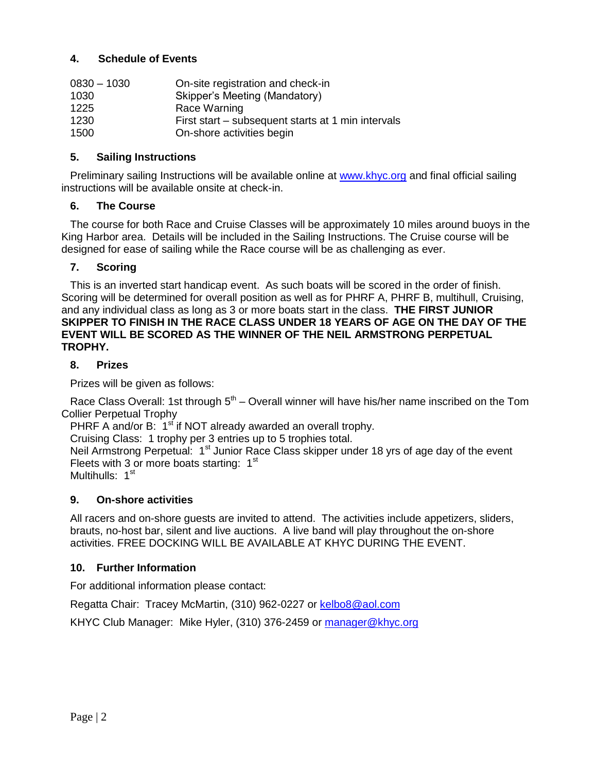## 4. Schedule of Events

| | |
|---|---|
| 0830 – 1030 | On-site registration and check-in |
| 1030 | Skipper's Meeting (Mandatory) |
| 1225 | Race Warning |
| 1230 | First start – subsequent starts at 1 min intervals |
| 1500 | On-shore activities begin |

## 5. Sailing Instructions

Preliminary sailing Instructions will be available online at [www.khyc.org](http://www.khyc.org) and final official sailing instructions will be available onsite at check-in.

## 6. The Course

The course for both Race and Cruise Classes will be approximately 10 miles around buoys in the King Harbor area. Details will be included in the Sailing Instructions. The Cruise course will be designed for ease of sailing while the Race course will be as challenging as ever.

## 7. Scoring

This is an inverted start handicap event. As such boats will be scored in the order of finish. Scoring will be determined for overall position as well as for PHRF A, PHRF B, multihull, Cruising, and any individual class as long as 3 or more boats start in the class. **THE FIRST JUNIOR SKIPPER TO FINISH IN THE RACE CLASS UNDER 18 YEARS OF AGE ON THE DAY OF THE EVENT WILL BE SCORED AS THE WINNER OF THE NEIL ARMSTRONG PERPETUAL TROPHY.**

## 8. Prizes

Prizes will be given as follows:

Race Class Overall: 1st through 5th – Overall winner will have his/her name inscribed on the Tom Collier Perpetual Trophy
PHRF A and/or B: 1st if NOT already awarded an overall trophy.
Cruising Class: 1 trophy per 3 entries up to 5 trophies total.
Neil Armstrong Perpetual: 1st Junior Race Class skipper under 18 yrs of age day of the event
Fleets with 3 or more boats starting: 1st
Multihulls: 1st

## 9. On-shore activities

All racers and on-shore guests are invited to attend. The activities include appetizers, sliders, brauts, no-host bar, silent and live auctions. A live band will play throughout the on-shore activities. FREE DOCKING WILL BE AVAILABLE AT KHYC DURING THE EVENT.

## 10. Further Information

For additional information please contact:

Regatta Chair: Tracey McMartin, (310) 962-0227 or [kelbo8@aol.com](mailto:kelbo8@aol.com)

KHYC Club Manager: Mike Hyler, (310) 376-2459 or [manager@khyc.org](mailto:manager@khyc.org)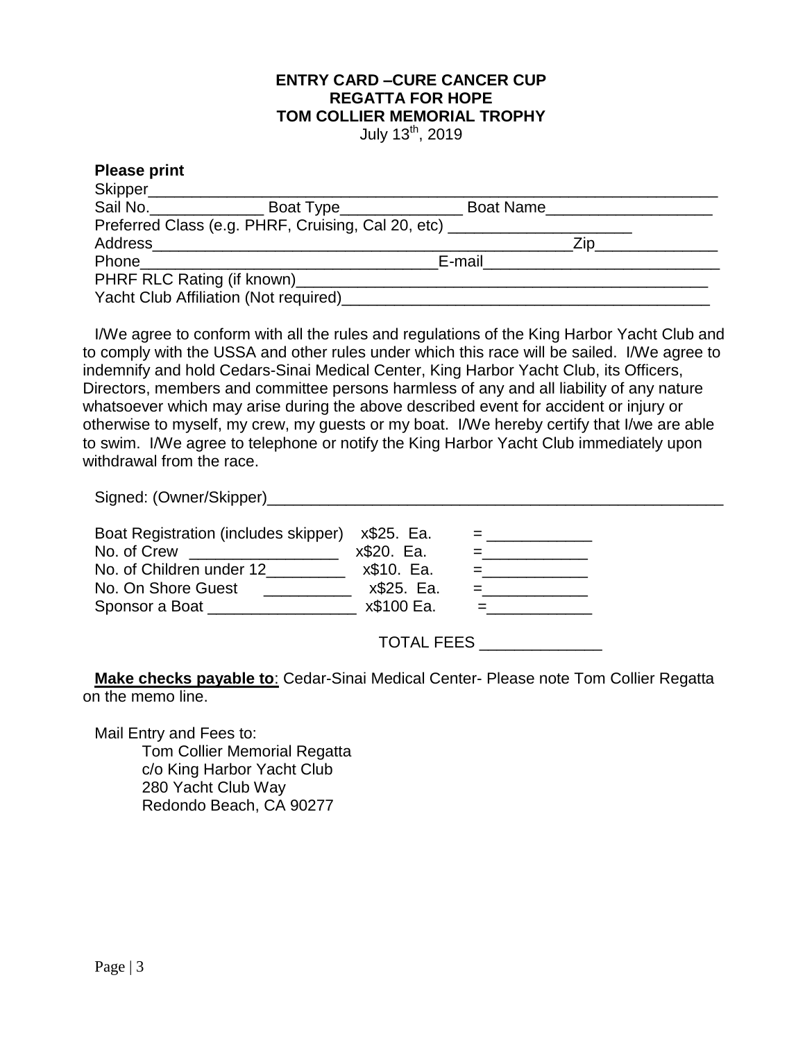**ENTRY CARD –CURE CANCER CUP**
**REGATTA FOR HOPE**
**TOM COLLIER MEMORIAL TROPHY**
July 13th, 2019

**Please print**

Skipper_______________________________________________________________

Sail No.______________ Boat Type_______________ Boat Name____________________

Preferred Class (e.g. PHRF, Cruising, Cal 20, etc) ______________________

Address_____________________________________________________Zip_______________

Phone____________________________________E-mail_____________________________

PHRF RLC Rating (if known)___________________________________________________

Yacht Club Affiliation (Not required)____________________________________________

I/We agree to conform with all the rules and regulations of the King Harbor Yacht Club and to comply with the USSA and other rules under which this race will be sailed. I/We agree to indemnify and hold Cedars-Sinai Medical Center, King Harbor Yacht Club, its Officers, Directors, members and committee persons harmless of any and all liability of any nature whatsoever which may arise during the above described event for accident or injury or otherwise to myself, my crew, my guests or my boat. I/We hereby certify that I/we are able to swim. I/We agree to telephone or notify the King Harbor Yacht Club immediately upon withdrawal from the race.

Signed: (Owner/Skipper)________________________________________________________

| | | |
|---|---|---|
| Boat Registration (includes skipper) | x$25. Ea. | = ____________ |
| No. of Crew _________________ | x$20. Ea. | =____________ |
| No. of Children under 12_________ | x$10. Ea. | =____________ |
| No. On Shore Guest __________ | x$25. Ea. | =____________ |
| Sponsor a Boat _________________ | x$100 Ea. | =____________ |

TOTAL FEES ______________

**<u>Make checks payable to</u>**: Cedar-Sinai Medical Center- Please note Tom Collier Regatta on the memo line.

Mail Entry and Fees to:

Tom Collier Memorial Regatta
c/o King Harbor Yacht Club
280 Yacht Club Way
Redondo Beach, CA 90277